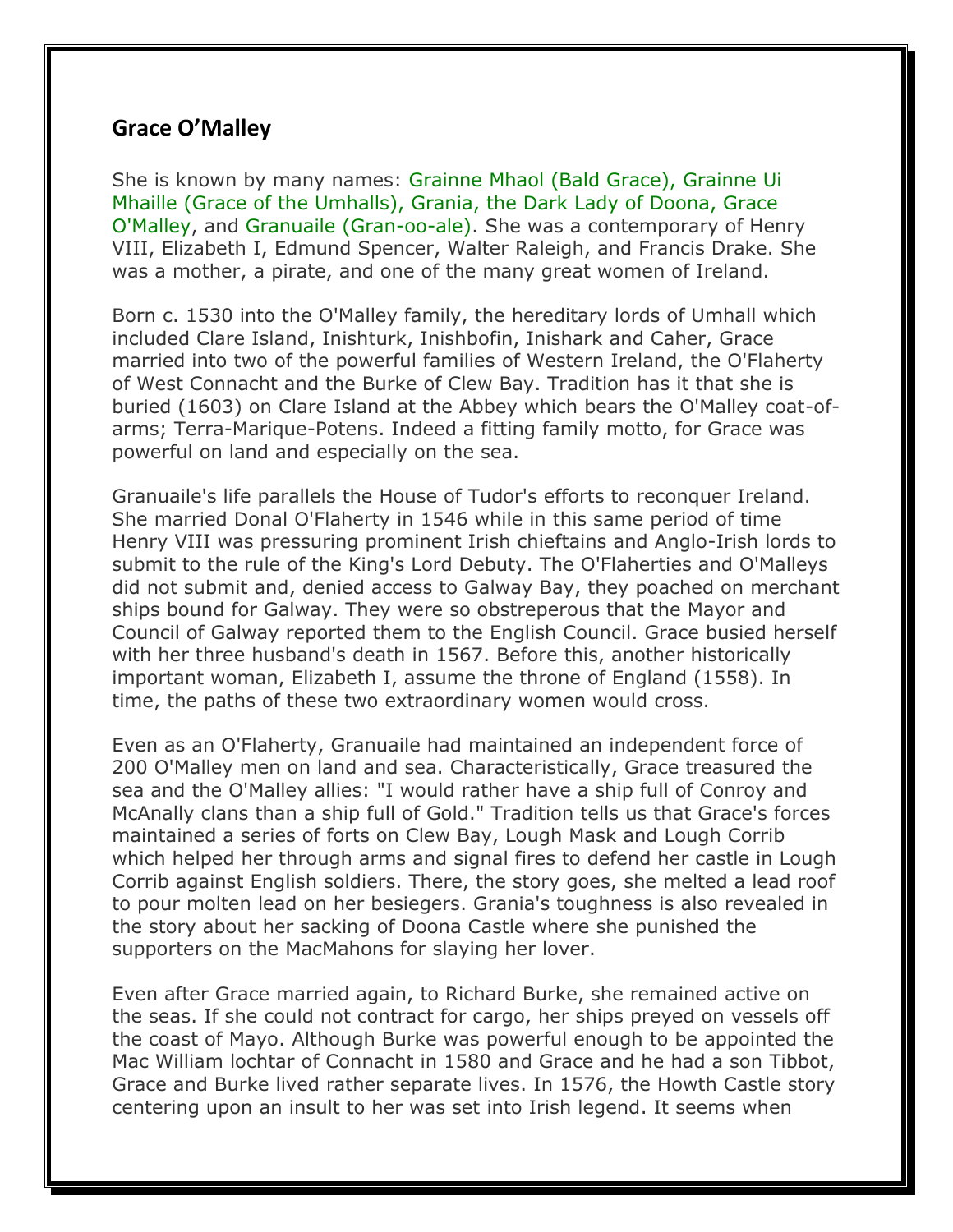## Grace O'Malley

She is known by many names: Grainne Mhaol (Bald Grace), Grainne Ui Mhaille (Grace of the Umhalls), Grania, the Dark Lady of Doona, Grace O'Malley, and Granuaile (Gran-oo-ale). She was a contemporary of Henry VIII, Elizabeth I, Edmund Spencer, Walter Raleigh, and Francis Drake. She was a mother, a pirate, and one of the many great women of Ireland.

Born c. 1530 into the O'Malley family, the hereditary lords of Umhall which included Clare Island, Inishturk, Inishbofin, Inishark and Caher, Grace married into two of the powerful families of Western Ireland, the O'Flaherty of West Connacht and the Burke of Clew Bay. Tradition has it that she is buried (1603) on Clare Island at the Abbey which bears the O'Malley coat-of-arms; Terra-Marique-Potens. Indeed a fitting family motto, for Grace was powerful on land and especially on the sea.

Granuaile's life parallels the House of Tudor's efforts to reconquer Ireland. She married Donal O'Flaherty in 1546 while in this same period of time Henry VIII was pressuring prominent Irish chieftains and Anglo-Irish lords to submit to the rule of the King's Lord Debuty. The O'Flaherties and O'Malleys did not submit and, denied access to Galway Bay, they poached on merchant ships bound for Galway. They were so obstreperous that the Mayor and Council of Galway reported them to the English Council. Grace busied herself with her three husband's death in 1567. Before this, another historically important woman, Elizabeth I, assume the throne of England (1558). In time, the paths of these two extraordinary women would cross.

Even as an O'Flaherty, Granuaile had maintained an independent force of 200 O'Malley men on land and sea. Characteristically, Grace treasured the sea and the O'Malley allies: "I would rather have a ship full of Conroy and McAnally clans than a ship full of Gold." Tradition tells us that Grace's forces maintained a series of forts on Clew Bay, Lough Mask and Lough Corrib which helped her through arms and signal fires to defend her castle in Lough Corrib against English soldiers. There, the story goes, she melted a lead roof to pour molten lead on her besiegers. Grania's toughness is also revealed in the story about her sacking of Doona Castle where she punished the supporters on the MacMahons for slaying her lover.

Even after Grace married again, to Richard Burke, she remained active on the seas. If she could not contract for cargo, her ships preyed on vessels off the coast of Mayo. Although Burke was powerful enough to be appointed the Mac William lochtar of Connacht in 1580 and Grace and he had a son Tibbot, Grace and Burke lived rather separate lives. In 1576, the Howth Castle story centering upon an insult to her was set into Irish legend. It seems when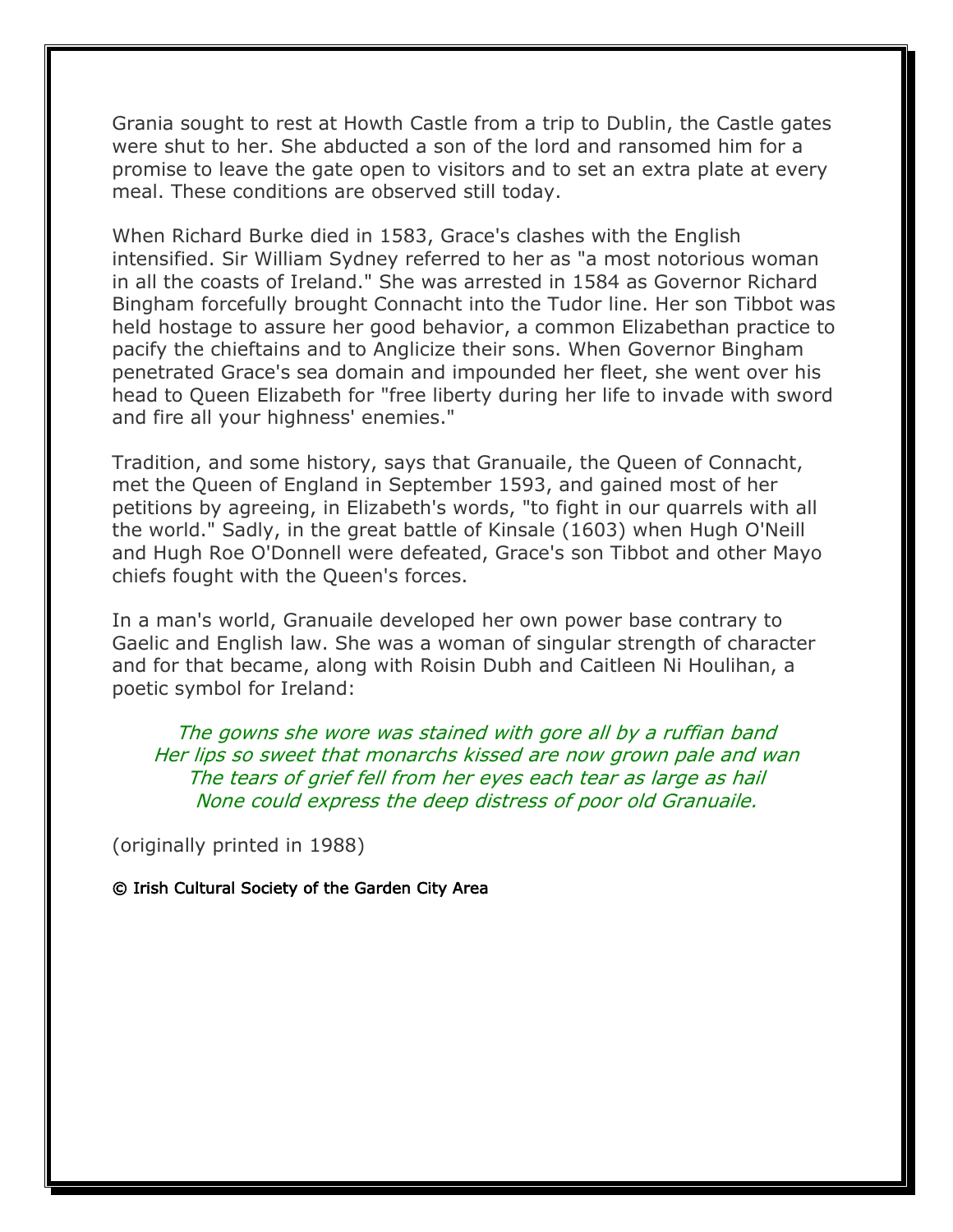Grania sought to rest at Howth Castle from a trip to Dublin, the Castle gates were shut to her. She abducted a son of the lord and ransomed him for a promise to leave the gate open to visitors and to set an extra plate at every meal. These conditions are observed still today.

When Richard Burke died in 1583, Grace's clashes with the English intensified. Sir William Sydney referred to her as "a most notorious woman in all the coasts of Ireland." She was arrested in 1584 as Governor Richard Bingham forcefully brought Connacht into the Tudor line. Her son Tibbot was held hostage to assure her good behavior, a common Elizabethan practice to pacify the chieftains and to Anglicize their sons. When Governor Bingham penetrated Grace's sea domain and impounded her fleet, she went over his head to Queen Elizabeth for "free liberty during her life to invade with sword and fire all your highness' enemies."

Tradition, and some history, says that Granuaile, the Queen of Connacht, met the Queen of England in September 1593, and gained most of her petitions by agreeing, in Elizabeth's words, "to fight in our quarrels with all the world." Sadly, in the great battle of Kinsale (1603) when Hugh O'Neill and Hugh Roe O'Donnell were defeated, Grace's son Tibbot and other Mayo chiefs fought with the Queen's forces.

In a man's world, Granuaile developed her own power base contrary to Gaelic and English law. She was a woman of singular strength of character and for that became, along with Roisin Dubh and Caitleen Ni Houlihan, a poetic symbol for Ireland:

*The gowns she wore was stained with gore all by a ruffian band*
*Her lips so sweet that monarchs kissed are now grown pale and wan*
*The tears of grief fell from her eyes each tear as large as hail*
*None could express the deep distress of poor old Granuaile.*

(originally printed in 1988)

© Irish Cultural Society of the Garden City Area